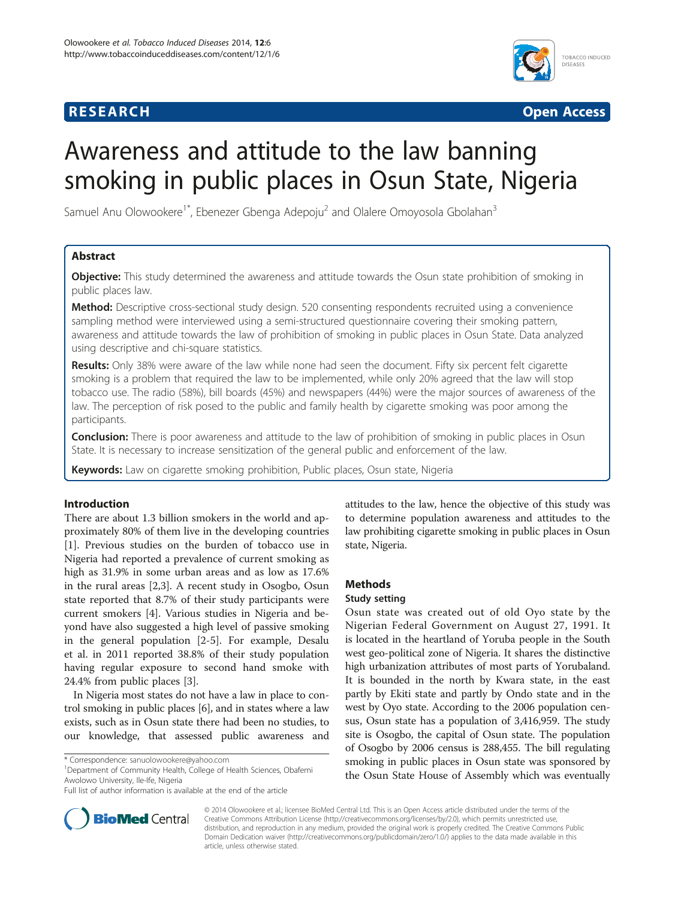**RESEARCH** **Open Access**

# Awareness and attitude to the law banning smoking in public places in Osun State, Nigeria

Samuel Anu Olowookere[1*], Ebenezer Gbenga Adepoju[2] and Olalere Omoyosola Gbolahan[3]

## Abstract

**Objective:** This study determined the awareness and attitude towards the Osun state prohibition of smoking in public places law.

**Method:** Descriptive cross-sectional study design. 520 consenting respondents recruited using a convenience sampling method were interviewed using a semi-structured questionnaire covering their smoking pattern, awareness and attitude towards the law of prohibition of smoking in public places in Osun State. Data analyzed using descriptive and chi-square statistics.

**Results:** Only 38% were aware of the law while none had seen the document. Fifty six percent felt cigarette smoking is a problem that required the law to be implemented, while only 20% agreed that the law will stop tobacco use. The radio (58%), bill boards (45%) and newspapers (44%) were the major sources of awareness of the law. The perception of risk posed to the public and family health by cigarette smoking was poor among the participants.

**Conclusion:** There is poor awareness and attitude to the law of prohibition of smoking in public places in Osun State. It is necessary to increase sensitization of the general public and enforcement of the law.

**Keywords:** Law on cigarette smoking prohibition, Public places, Osun state, Nigeria

## Introduction

There are about 1.3 billion smokers in the world and approximately 80% of them live in the developing countries [1]. Previous studies on the burden of tobacco use in Nigeria had reported a prevalence of current smoking as high as 31.9% in some urban areas and as low as 17.6% in the rural areas [2,3]. A recent study in Osogbo, Osun state reported that 8.7% of their study participants were current smokers [4]. Various studies in Nigeria and beyond have also suggested a high level of passive smoking in the general population [2-5]. For example, Desalu et al. in 2011 reported 38.8% of their study population having regular exposure to second hand smoke with 24.4% from public places [3].

In Nigeria most states do not have a law in place to control smoking in public places [6], and in states where a law exists, such as in Osun state there had been no studies, to our knowledge, that assessed public awareness and attitudes to the law, hence the objective of this study was to determine population awareness and attitudes to the law prohibiting cigarette smoking in public places in Osun state, Nigeria.

## Methods

### Study setting

Osun state was created out of old Oyo state by the Nigerian Federal Government on August 27, 1991. It is located in the heartland of Yoruba people in the South west geo-political zone of Nigeria. It shares the distinctive high urbanization attributes of most parts of Yorubaland. It is bounded in the north by Kwara state, in the east partly by Ekiti state and partly by Ondo state and in the west by Oyo state. According to the 2006 population census, Osun state has a population of 3,416,959. The study site is Osogbo, the capital of Osun state. The population of Osogbo by 2006 census is 288,455. The bill regulating smoking in public places in Osun state was sponsored by the Osun State House of Assembly which was eventually

\* Correspondence: sanuolowookere@yahoo.com
[1]Department of Community Health, College of Health Sciences, Obafemi Awolowo University, Ile-Ife, Nigeria
Full list of author information is available at the end of the article

© 2014 Olowookere et al.; licensee BioMed Central Ltd. This is an Open Access article distributed under the terms of the Creative Commons Attribution License (http://creativecommons.org/licenses/by/2.0), which permits unrestricted use, distribution, and reproduction in any medium, provided the original work is properly credited. The Creative Commons Public Domain Dedication waiver (http://creativecommons.org/publicdomain/zero/1.0/) applies to the data made available in this article, unless otherwise stated.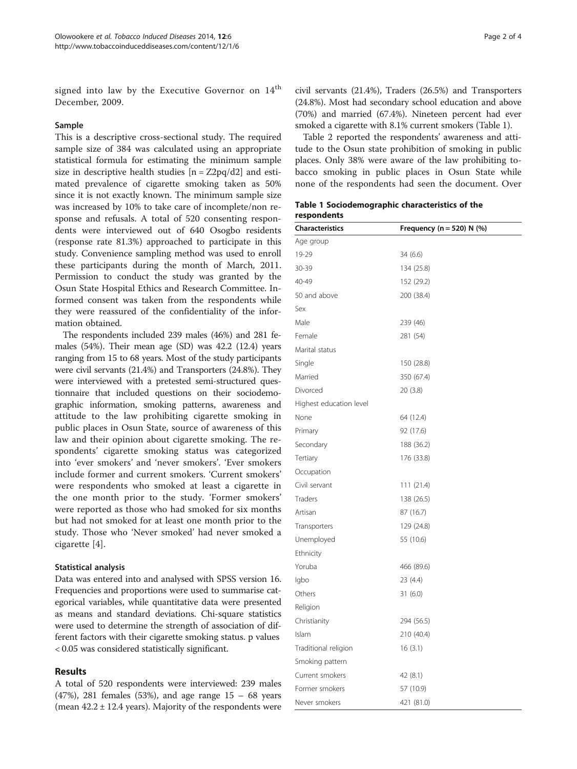signed into law by the Executive Governor on 14th December, 2009.

### Sample

This is a descriptive cross-sectional study. The required sample size of 384 was calculated using an appropriate statistical formula for estimating the minimum sample size in descriptive health studies [n = Z2pq/d2] and estimated prevalence of cigarette smoking taken as 50% since it is not exactly known. The minimum sample size was increased by 10% to take care of incomplete/non response and refusals. A total of 520 consenting respondents were interviewed out of 640 Osogbo residents (response rate 81.3%) approached to participate in this study. Convenience sampling method was used to enroll these participants during the month of March, 2011. Permission to conduct the study was granted by the Osun State Hospital Ethics and Research Committee. Informed consent was taken from the respondents while they were reassured of the confidentiality of the information obtained.

The respondents included 239 males (46%) and 281 females (54%). Their mean age (SD) was 42.2 (12.4) years ranging from 15 to 68 years. Most of the study participants were civil servants (21.4%) and Transporters (24.8%). They were interviewed with a pretested semi-structured questionnaire that included questions on their sociodemographic information, smoking patterns, awareness and attitude to the law prohibiting cigarette smoking in public places in Osun State, source of awareness of this law and their opinion about cigarette smoking. The respondents' cigarette smoking status was categorized into 'ever smokers' and 'never smokers'. 'Ever smokers include former and current smokers. 'Current smokers' were respondents who smoked at least a cigarette in the one month prior to the study. 'Former smokers' were reported as those who had smoked for six months but had not smoked for at least one month prior to the study. Those who 'Never smoked' had never smoked a cigarette [4].

### Statistical analysis

Data was entered into and analysed with SPSS version 16. Frequencies and proportions were used to summarise categorical variables, while quantitative data were presented as means and standard deviations. Chi-square statistics were used to determine the strength of association of different factors with their cigarette smoking status. p values < 0.05 was considered statistically significant.

## Results

A total of 520 respondents were interviewed: 239 males (47%), 281 females (53%), and age range 15 – 68 years (mean 42.2 ± 12.4 years). Majority of the respondents were civil servants (21.4%), Traders (26.5%) and Transporters (24.8%). Most had secondary school education and above (70%) and married (67.4%). Nineteen percent had ever smoked a cigarette with 8.1% current smokers (Table 1).

Table 2 reported the respondents' awareness and attitude to the Osun state prohibition of smoking in public places. Only 38% were aware of the law prohibiting tobacco smoking in public places in Osun State while none of the respondents had seen the document. Over

**Table 1 Sociodemographic characteristics of the respondents**

| Characteristics | Frequency (n = 520) N (%) |
|---|---|
| Age group | |
| 19-29 | 34 (6.6) |
| 30-39 | 134 (25.8) |
| 40-49 | 152 (29.2) |
| 50 and above | 200 (38.4) |
| Sex | |
| Male | 239 (46) |
| Female | 281 (54) |
| Marital status | |
| Single | 150 (28.8) |
| Married | 350 (67.4) |
| Divorced | 20 (3.8) |
| Highest education level | |
| None | 64 (12.4) |
| Primary | 92 (17.6) |
| Secondary | 188 (36.2) |
| Tertiary | 176 (33.8) |
| Occupation | |
| Civil servant | 111 (21.4) |
| Traders | 138 (26.5) |
| Artisan | 87 (16.7) |
| Transporters | 129 (24.8) |
| Unemployed | 55 (10.6) |
| Ethnicity | |
| Yoruba | 466 (89.6) |
| Igbo | 23 (4.4) |
| Others | 31 (6.0) |
| Religion | |
| Christianity | 294 (56.5) |
| Islam | 210 (40.4) |
| Traditional religion | 16 (3.1) |
| Smoking pattern | |
| Current smokers | 42 (8.1) |
| Former smokers | 57 (10.9) |
| Never smokers | 421 (81.0) |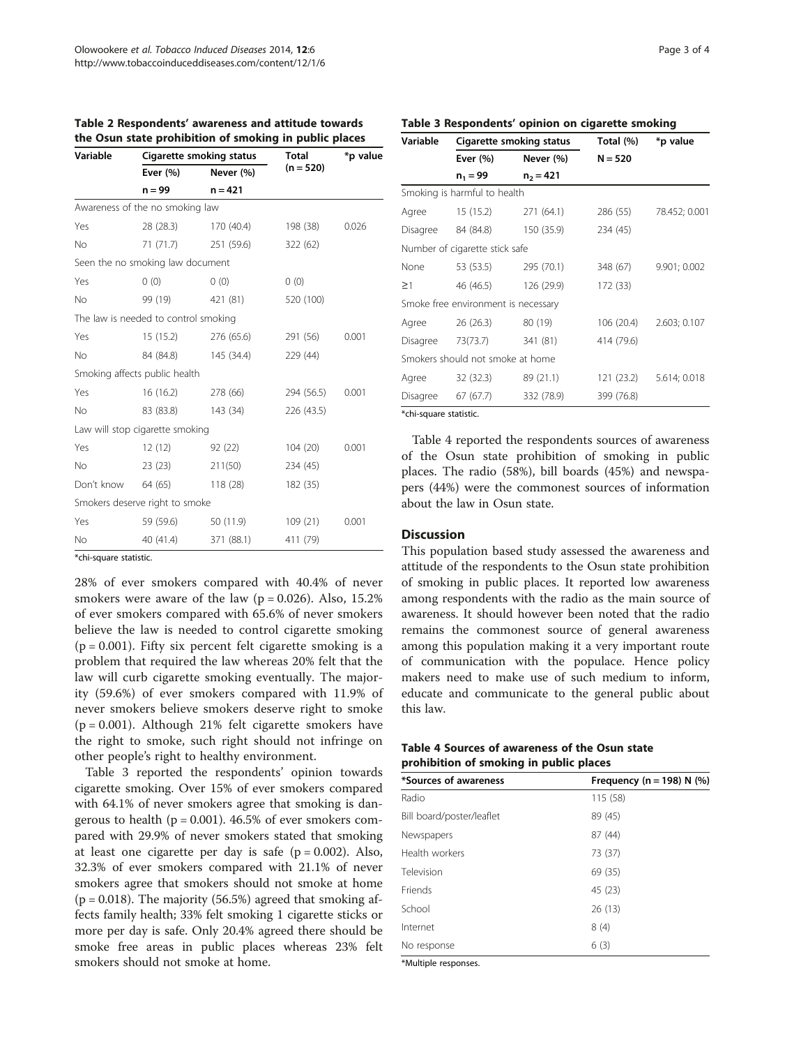**Table 2 Respondents' awareness and attitude towards the Osun state prohibition of smoking in public places**

| Variable | Cigarette smoking status | | Total (n = 520) | *p value |
|---|---|---|---|---|
| | Ever (%) | Never (%) | | |
| | n = 99 | n = 421 | | |
| Awareness of the no smoking law | | | | |
| Yes | 28 (28.3) | 170 (40.4) | 198 (38) | 0.026 |
| No | 71 (71.7) | 251 (59.6) | 322 (62) | |
| Seen the no smoking law document | | | | |
| Yes | 0 (0) | 0 (0) | 0 (0) | |
| No | 99 (19) | 421 (81) | 520 (100) | |
| The law is needed to control smoking | | | | |
| Yes | 15 (15.2) | 276 (65.6) | 291 (56) | 0.001 |
| No | 84 (84.8) | 145 (34.4) | 229 (44) | |
| Smoking affects public health | | | | |
| Yes | 16 (16.2) | 278 (66) | 294 (56.5) | 0.001 |
| No | 83 (83.8) | 143 (34) | 226 (43.5) | |
| Law will stop cigarette smoking | | | | |
| Yes | 12 (12) | 92 (22) | 104 (20) | 0.001 |
| No | 23 (23) | 211(50) | 234 (45) | |
| Don't know | 64 (65) | 118 (28) | 182 (35) | |
| Smokers deserve right to smoke | | | | |
| Yes | 59 (59.6) | 50 (11.9) | 109 (21) | 0.001 |
| No | 40 (41.4) | 371 (88.1) | 411 (79) | |

*chi-square statistic.

28% of ever smokers compared with 40.4% of never smokers were aware of the law (p = 0.026). Also, 15.2% of ever smokers compared with 65.6% of never smokers believe the law is needed to control cigarette smoking (p = 0.001). Fifty six percent felt cigarette smoking is a problem that required the law whereas 20% felt that the law will curb cigarette smoking eventually. The majority (59.6%) of ever smokers compared with 11.9% of never smokers believe smokers deserve right to smoke (p = 0.001). Although 21% felt cigarette smokers have the right to smoke, such right should not infringe on other people's right to healthy environment.

Table 3 reported the respondents' opinion towards cigarette smoking. Over 15% of ever smokers compared with 64.1% of never smokers agree that smoking is dangerous to health (p = 0.001). 46.5% of ever smokers compared with 29.9% of never smokers stated that smoking at least one cigarette per day is safe (p = 0.002). Also, 32.3% of ever smokers compared with 21.1% of never smokers agree that smokers should not smoke at home (p = 0.018). The majority (56.5%) agreed that smoking affects family health; 33% felt smoking 1 cigarette sticks or more per day is safe. Only 20.4% agreed there should be smoke free areas in public places whereas 23% felt smokers should not smoke at home.

**Table 3 Respondents' opinion on cigarette smoking**

| Variable | Cigarette smoking status | | Total (%) | *p value |
|---|---|---|---|---|
| | Ever (%) | Never (%) | N = 520 | |
| | $n_1 = 99$ | $n_2 = 421$ | | |
| Smoking is harmful to health | | | | |
| Agree | 15 (15.2) | 271 (64.1) | 286 (55) | 78.452; 0.001 |
| Disagree | 84 (84.8) | 150 (35.9) | 234 (45) | |
| Number of cigarette stick safe | | | | |
| None | 53 (53.5) | 295 (70.1) | 348 (67) | 9.901; 0.002 |
| ≥1 | 46 (46.5) | 126 (29.9) | 172 (33) | |
| Smoke free environment is necessary | | | | |
| Agree | 26 (26.3) | 80 (19) | 106 (20.4) | 2.603; 0.107 |
| Disagree | 73(73.7) | 341 (81) | 414 (79.6) | |
| Smokers should not smoke at home | | | | |
| Agree | 32 (32.3) | 89 (21.1) | 121 (23.2) | 5.614; 0.018 |
| Disagree | 67 (67.7) | 332 (78.9) | 399 (76.8) | |

*chi-square statistic.

Table 4 reported the respondents sources of awareness of the Osun state prohibition of smoking in public places. The radio (58%), bill boards (45%) and newspapers (44%) were the commonest sources of information about the law in Osun state.

## Discussion

This population based study assessed the awareness and attitude of the respondents to the Osun state prohibition of smoking in public places. It reported low awareness among respondents with the radio as the main source of awareness. It should however been noted that the radio remains the commonest source of general awareness among this population making it a very important route of communication with the populace. Hence policy makers need to make use of such medium to inform, educate and communicate to the general public about this law.

**Table 4 Sources of awareness of the Osun state prohibition of smoking in public places**

| *Sources of awareness | Frequency (n = 198) N (%) |
|---|---|
| Radio | 115 (58) |
| Bill board/poster/leaflet | 89 (45) |
| Newspapers | 87 (44) |
| Health workers | 73 (37) |
| Television | 69 (35) |
| Friends | 45 (23) |
| School | 26 (13) |
| Internet | 8 (4) |
| No response | 6 (3) |

*Multiple responses.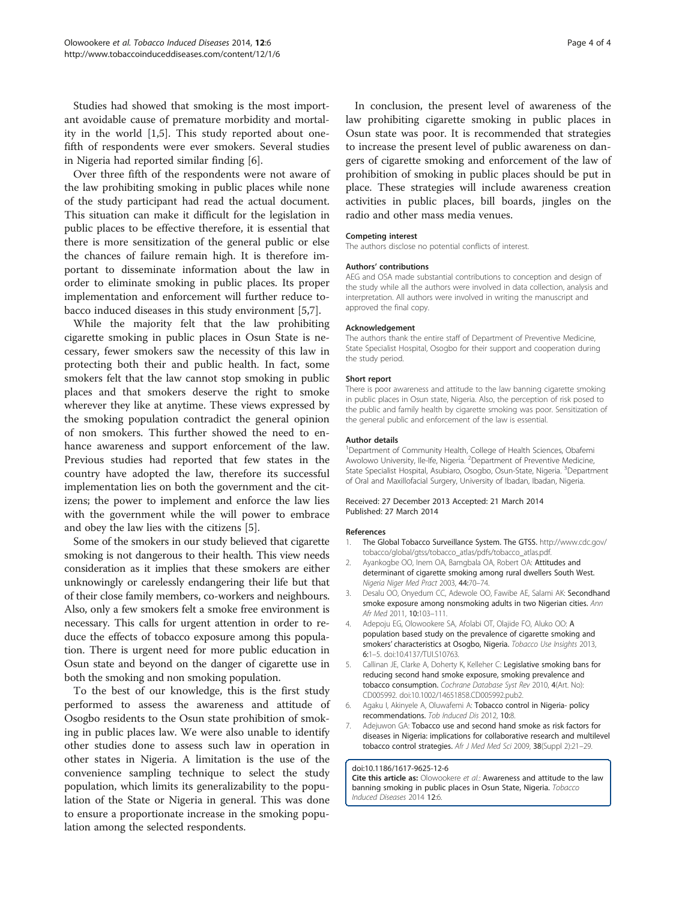Studies had showed that smoking is the most important avoidable cause of premature morbidity and mortality in the world [1,5]. This study reported about one-fifth of respondents were ever smokers. Several studies in Nigeria had reported similar finding [6].

Over three fifth of the respondents were not aware of the law prohibiting smoking in public places while none of the study participant had read the actual document. This situation can make it difficult for the legislation in public places to be effective therefore, it is essential that there is more sensitization of the general public or else the chances of failure remain high. It is therefore important to disseminate information about the law in order to eliminate smoking in public places. Its proper implementation and enforcement will further reduce tobacco induced diseases in this study environment [5,7].

While the majority felt that the law prohibiting cigarette smoking in public places in Osun State is necessary, fewer smokers saw the necessity of this law in protecting both their and public health. In fact, some smokers felt that the law cannot stop smoking in public places and that smokers deserve the right to smoke wherever they like at anytime. These views expressed by the smoking population contradict the general opinion of non smokers. This further showed the need to enhance awareness and support enforcement of the law. Previous studies had reported that few states in the country have adopted the law, therefore its successful implementation lies on both the government and the citizens; the power to implement and enforce the law lies with the government while the will power to embrace and obey the law lies with the citizens [5].

Some of the smokers in our study believed that cigarette smoking is not dangerous to their health. This view needs consideration as it implies that these smokers are either unknowingly or carelessly endangering their life but that of their close family members, co-workers and neighbours. Also, only a few smokers felt a smoke free environment is necessary. This calls for urgent attention in order to reduce the effects of tobacco exposure among this population. There is urgent need for more public education in Osun state and beyond on the danger of cigarette use in both the smoking and non smoking population.

To the best of our knowledge, this is the first study performed to assess the awareness and attitude of Osogbo residents to the Osun state prohibition of smoking in public places law. We were also unable to identify other studies done to assess such law in operation in other states in Nigeria. A limitation is the use of the convenience sampling technique to select the study population, which limits its generalizability to the population of the State or Nigeria in general. This was done to ensure a proportionate increase in the smoking population among the selected respondents.

In conclusion, the present level of awareness of the law prohibiting cigarette smoking in public places in Osun state was poor. It is recommended that strategies to increase the present level of public awareness on dangers of cigarette smoking and enforcement of the law of prohibition of smoking in public places should be put in place. These strategies will include awareness creation activities in public places, bill boards, jingles on the radio and other mass media venues.

#### Competing interest

The authors disclose no potential conflicts of interest.

#### Authors' contributions

AEG and OSA made substantial contributions to conception and design of the study while all the authors were involved in data collection, analysis and interpretation. All authors were involved in writing the manuscript and approved the final copy.

#### Acknowledgement

The authors thank the entire staff of Department of Preventive Medicine, State Specialist Hospital, Osogbo for their support and cooperation during the study period.

#### Short report

There is poor awareness and attitude to the law banning cigarette smoking in public places in Osun state, Nigeria. Also, the perception of risk posed to the public and family health by cigarette smoking was poor. Sensitization of the general public and enforcement of the law is essential.

#### Author details

[1]Department of Community Health, College of Health Sciences, Obafemi Awolowo University, Ile-Ife, Nigeria. [2]Department of Preventive Medicine, State Specialist Hospital, Asubiaro, Osogbo, Osun-State, Nigeria. [3]Department of Oral and Maxillofacial Surgery, University of Ibadan, Ibadan, Nigeria.

Received: 27 December 2013 Accepted: 21 March 2014
Published: 27 March 2014

#### References

1. The Global Tobacco Surveillance System. The GTSS. http://www.cdc.gov/tobacco/global/gtss/tobacco_atlas/pdfs/tobacco_atlas.pdf.
2. Ayankogbe OO, Inem OA, Bamgbala OA, Robert OA: **Attitudes and determinant of cigarette smoking among rural dwellers South West.** *Nigeria Niger Med Pract* 2003, **44:**70–74.
3. Desalu OO, Onyedum CC, Adewole OO, Fawibe AE, Salami AK: **Secondhand smoke exposure among nonsmoking adults in two Nigerian cities.** *Ann Afr Med* 2011, **10:**103–111.
4. Adepoju EG, Olowookere SA, Afolabi OT, Olajide FO, Aluko OO: **A population based study on the prevalence of cigarette smoking and smokers' characteristics at Osogbo, Nigeria.** *Tobacco Use Insights* 2013, **6:**1–5. doi:10.4137/TUI.S10763.
5. Callinan JE, Clarke A, Doherty K, Kelleher C: **Legislative smoking bans for reducing second hand smoke exposure, smoking prevalence and tobacco consumption.** *Cochrane Database Syst Rev* 2010, **4**(Art. No): CD005992. doi:10.1002/14651858.CD005992.pub2.
6. Agaku I, Akinyele A, Oluwafemi A: **Tobacco control in Nigeria- policy recommendations.** *Tob Induced Dis* 2012, **10:**8.
7. Adejuwon GA: **Tobacco use and second hand smoke as risk factors for diseases in Nigeria: implications for collaborative research and multilevel tobacco control strategies.** *Afr J Med Med Sci* 2009, **38**(Suppl 2):21–29.

doi:10.1186/1617-9625-12-6

**Cite this article as:** Olowookere *et al.*: Awareness and attitude to the law banning smoking in public places in Osun State, Nigeria. *Tobacco Induced Diseases* 2014 **12:**6.